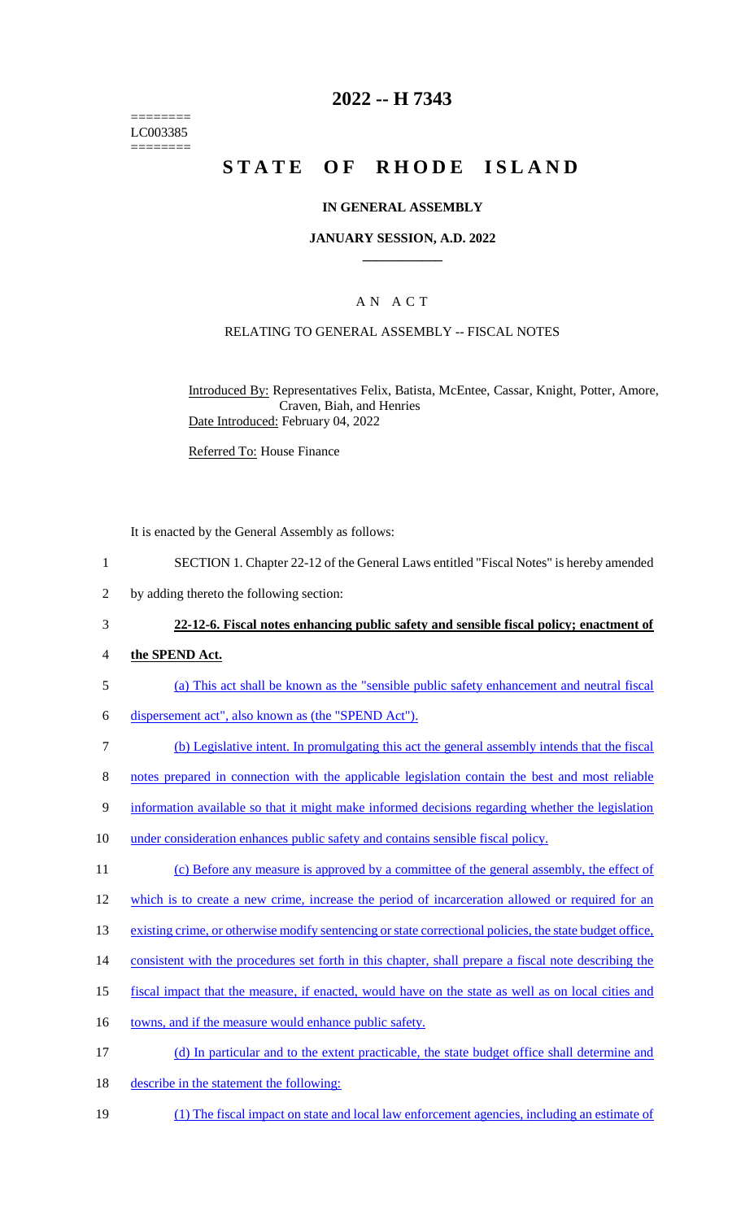========
LC003385
========

# 2022 -- H 7343

# STATE OF RHODE ISLAND

## IN GENERAL ASSEMBLY

### JANUARY SESSION, A.D. 2022

---

## A N A C T

### RELATING TO GENERAL ASSEMBLY -- FISCAL NOTES

Introduced By: Representatives Felix, Batista, McEntee, Cassar, Knight, Potter, Amore, Craven, Biah, and Henries

Date Introduced: February 04, 2022

Referred To: House Finance

It is enacted by the General Assembly as follows:

1 SECTION 1. Chapter 22-12 of the General Laws entitled "Fiscal Notes" is hereby amended
2 by adding thereto the following section:

3 **22-12-6. Fiscal notes enhancing public safety and sensible fiscal policy; enactment of**
4 **the SPEND Act.**

5 (a) This act shall be known as the "sensible public safety enhancement and neutral fiscal
6 dispersement act", also known as (the "SPEND Act").

7 (b) Legislative intent. In promulgating this act the general assembly intends that the fiscal
8 notes prepared in connection with the applicable legislation contain the best and most reliable
9 information available so that it might make informed decisions regarding whether the legislation
10 under consideration enhances public safety and contains sensible fiscal policy.

11 (c) Before any measure is approved by a committee of the general assembly, the effect of
12 which is to create a new crime, increase the period of incarceration allowed or required for an
13 existing crime, or otherwise modify sentencing or state correctional policies, the state budget office,
14 consistent with the procedures set forth in this chapter, shall prepare a fiscal note describing the
15 fiscal impact that the measure, if enacted, would have on the state as well as on local cities and
16 towns, and if the measure would enhance public safety.

17 (d) In particular and to the extent practicable, the state budget office shall determine and
18 describe in the statement the following:

19 (1) The fiscal impact on state and local law enforcement agencies, including an estimate of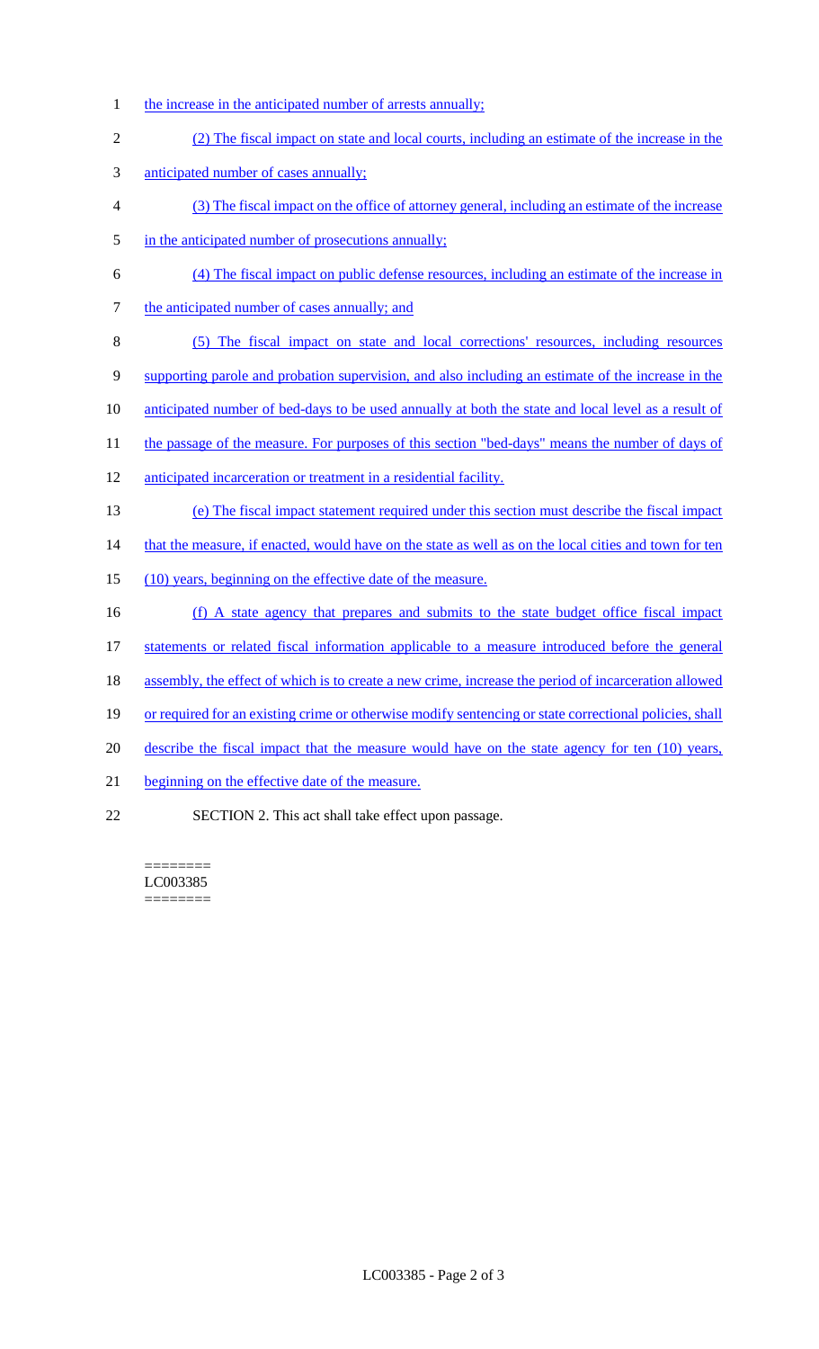the increase in the anticipated number of arrests annually;

(2) The fiscal impact on state and local courts, including an estimate of the increase in the anticipated number of cases annually;

(3) The fiscal impact on the office of attorney general, including an estimate of the increase in the anticipated number of prosecutions annually;

(4) The fiscal impact on public defense resources, including an estimate of the increase in the anticipated number of cases annually; and

(5) The fiscal impact on state and local corrections' resources, including resources supporting parole and probation supervision, and also including an estimate of the increase in the anticipated number of bed-days to be used annually at both the state and local level as a result of the passage of the measure. For purposes of this section "bed-days" means the number of days of anticipated incarceration or treatment in a residential facility.

(e) The fiscal impact statement required under this section must describe the fiscal impact that the measure, if enacted, would have on the state as well as on the local cities and town for ten (10) years, beginning on the effective date of the measure.

(f) A state agency that prepares and submits to the state budget office fiscal impact statements or related fiscal information applicable to a measure introduced before the general assembly, the effect of which is to create a new crime, increase the period of incarceration allowed or required for an existing crime or otherwise modify sentencing or state correctional policies, shall describe the fiscal impact that the measure would have on the state agency for ten (10) years, beginning on the effective date of the measure.

SECTION 2. This act shall take effect upon passage.

========
LC003385
========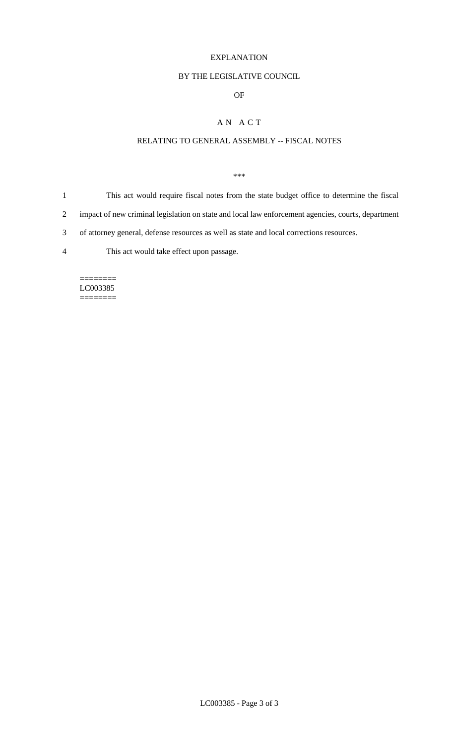EXPLANATION

BY THE LEGISLATIVE COUNCIL

OF

A N A C T

RELATING TO GENERAL ASSEMBLY -- FISCAL NOTES

\*\*\*

1 This act would require fiscal notes from the state budget office to determine the fiscal
2 impact of new criminal legislation on state and local law enforcement agencies, courts, department
3 of attorney general, defense resources as well as state and local corrections resources.
4 This act would take effect upon passage.

========
LC003385
========